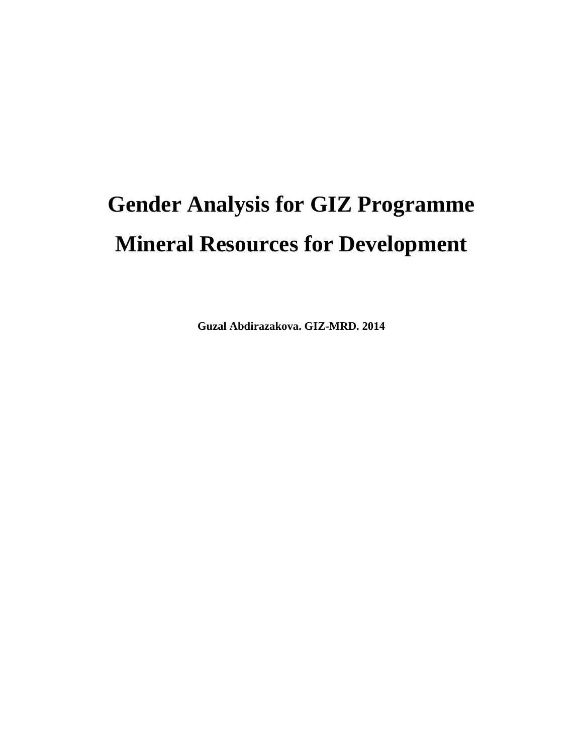# Gender Analysis for GIZ Programme Mineral Resources for Development

**Guzal Abdirazakova. GIZ-MRD. 2014**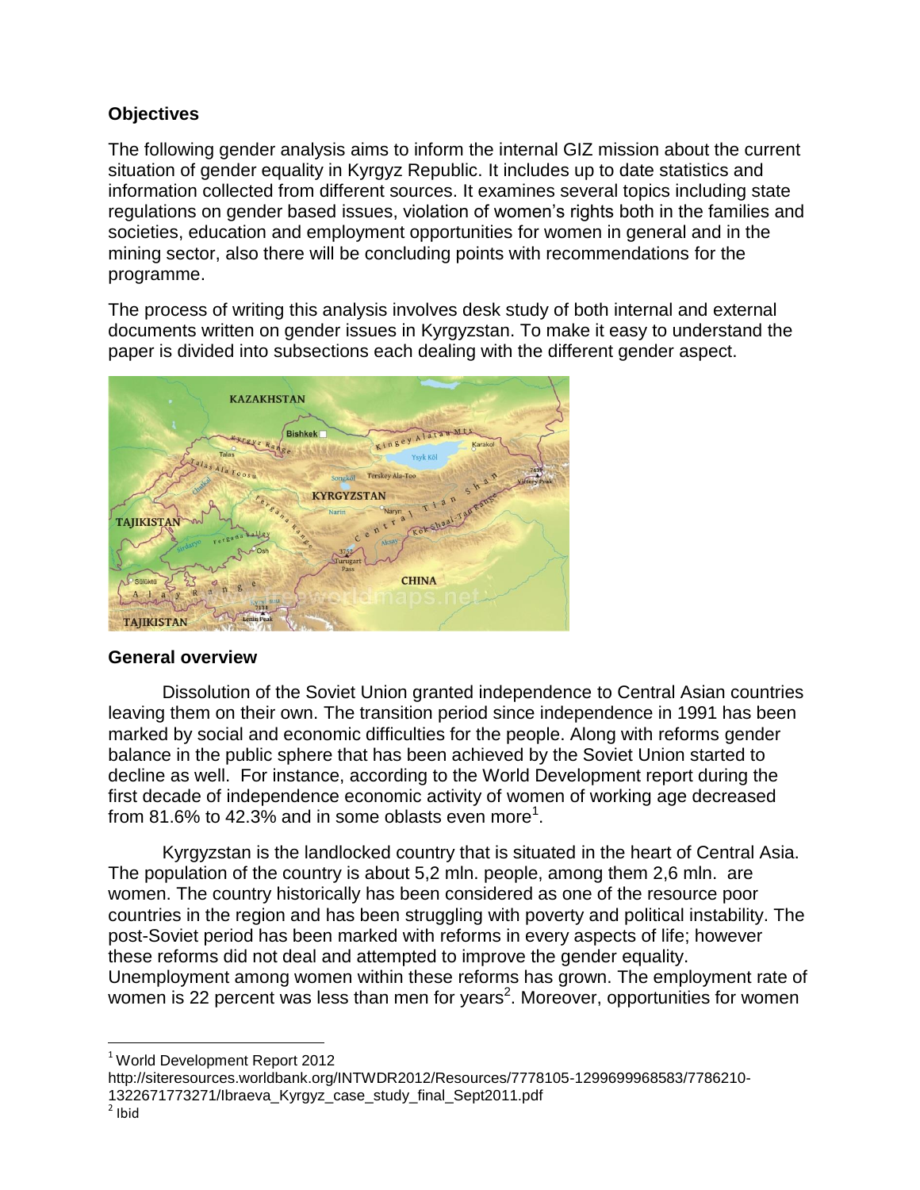**Objectives**

The following gender analysis aims to inform the internal GIZ mission about the current situation of gender equality in Kyrgyz Republic. It includes up to date statistics and information collected from different sources. It examines several topics including state regulations on gender based issues, violation of women's rights both in the families and societies, education and employment opportunities for women in general and in the mining sector, also there will be concluding points with recommendations for the programme.

The process of writing this analysis involves desk study of both internal and external documents written on gender issues in Kyrgyzstan. To make it easy to understand the paper is divided into subsections each dealing with the different gender aspect.

**General overview**

Dissolution of the Soviet Union granted independence to Central Asian countries leaving them on their own. The transition period since independence in 1991 has been marked by social and economic difficulties for the people. Along with reforms gender balance in the public sphere that has been achieved by the Soviet Union started to decline as well. For instance, according to the World Development report during the first decade of independence economic activity of women of working age decreased from 81.6% to 42.3% and in some oblasts even more[1].

Kyrgyzstan is the landlocked country that is situated in the heart of Central Asia. The population of the country is about 5,2 mln. people, among them 2,6 mln. are women. The country historically has been considered as one of the resource poor countries in the region and has been struggling with poverty and political instability. The post-Soviet period has been marked with reforms in every aspects of life; however these reforms did not deal and attempted to improve the gender equality. Unemployment among women within these reforms has grown. The employment rate of women is 22 percent was less than men for years[2]. Moreover, opportunities for women

---

[1] World Development Report 2012 http://siteresources.worldbank.org/INTWDR2012/Resources/7778105-1299699968583/7786210-1322671773271/Ibraeva_Kyrgyz_case_study_final_Sept2011.pdf

[2] Ibid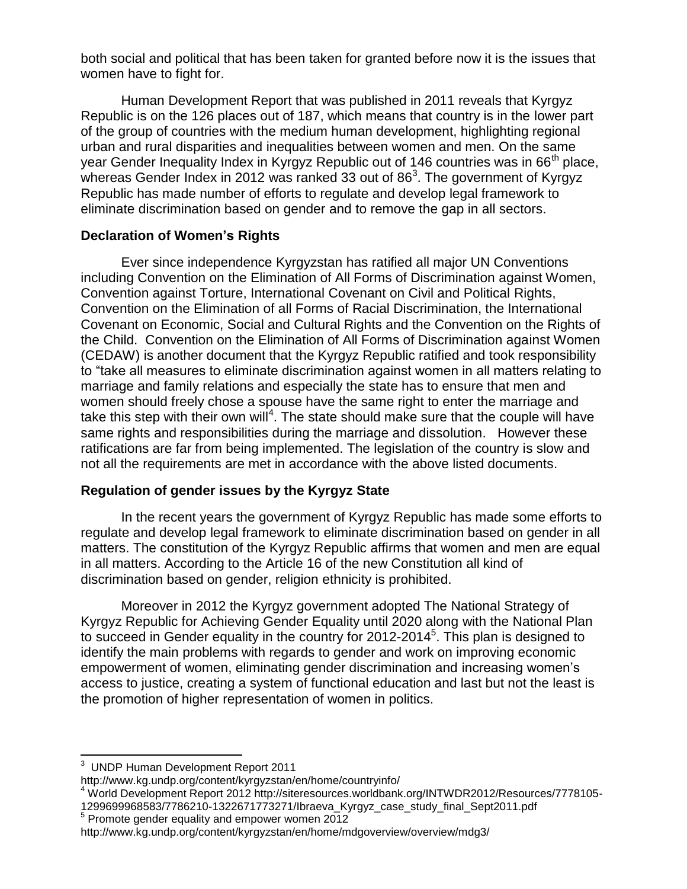both social and political that has been taken for granted before now it is the issues that women have to fight for.

Human Development Report that was published in 2011 reveals that Kyrgyz Republic is on the 126 places out of 187, which means that country is in the lower part of the group of countries with the medium human development, highlighting regional urban and rural disparities and inequalities between women and men. On the same year Gender Inequality Index in Kyrgyz Republic out of 146 countries was in 66th place, whereas Gender Index in 2012 was ranked 33 out of 86[3]. The government of Kyrgyz Republic has made number of efforts to regulate and develop legal framework to eliminate discrimination based on gender and to remove the gap in all sectors.

**Declaration of Women's Rights**

Ever since independence Kyrgyzstan has ratified all major UN Conventions including Convention on the Elimination of All Forms of Discrimination against Women, Convention against Torture, International Covenant on Civil and Political Rights, Convention on the Elimination of all Forms of Racial Discrimination, the International Covenant on Economic, Social and Cultural Rights and the Convention on the Rights of the Child. Convention on the Elimination of All Forms of Discrimination against Women (CEDAW) is another document that the Kyrgyz Republic ratified and took responsibility to "take all measures to eliminate discrimination against women in all matters relating to marriage and family relations and especially the state has to ensure that men and women should freely chose a spouse have the same right to enter the marriage and take this step with their own will[4]. The state should make sure that the couple will have same rights and responsibilities during the marriage and dissolution. However these ratifications are far from being implemented. The legislation of the country is slow and not all the requirements are met in accordance with the above listed documents.

**Regulation of gender issues by the Kyrgyz State**

In the recent years the government of Kyrgyz Republic has made some efforts to regulate and develop legal framework to eliminate discrimination based on gender in all matters. The constitution of the Kyrgyz Republic affirms that women and men are equal in all matters. According to the Article 16 of the new Constitution all kind of discrimination based on gender, religion ethnicity is prohibited.

Moreover in 2012 the Kyrgyz government adopted The National Strategy of Kyrgyz Republic for Achieving Gender Equality until 2020 along with the National Plan to succeed in Gender equality in the country for 2012-2014[5]. This plan is designed to identify the main problems with regards to gender and work on improving economic empowerment of women, eliminating gender discrimination and increasing women's access to justice, creating a system of functional education and last but not the least is the promotion of higher representation of women in politics.

---

[3] UNDP Human Development Report 2011
http://www.kg.undp.org/content/kyrgyzstan/en/home/countryinfo/

[4] World Development Report 2012 http://siteresources.worldbank.org/INTWDR2012/Resources/7778105-1299699968583/7786210-1322671773271/Ibraeva_Kyrgyz_case_study_final_Sept2011.pdf

[5] Promote gender equality and empower women 2012
http://www.kg.undp.org/content/kyrgyzstan/en/home/mdgoverview/overview/mdg3/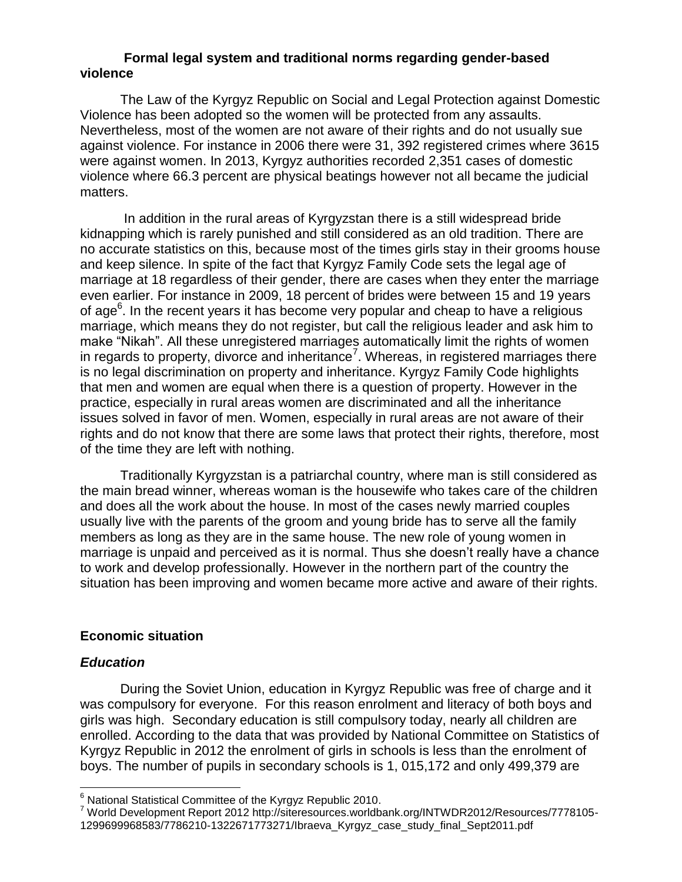### Formal legal system and traditional norms regarding gender-based violence

The Law of the Kyrgyz Republic on Social and Legal Protection against Domestic Violence has been adopted so the women will be protected from any assaults. Nevertheless, most of the women are not aware of their rights and do not usually sue against violence. For instance in 2006 there were 31, 392 registered crimes where 3615 were against women. In 2013, Kyrgyz authorities recorded 2,351 cases of domestic violence where 66.3 percent are physical beatings however not all became the judicial matters.

In addition in the rural areas of Kyrgyzstan there is a still widespread bride kidnapping which is rarely punished and still considered as an old tradition. There are no accurate statistics on this, because most of the times girls stay in their grooms house and keep silence. In spite of the fact that Kyrgyz Family Code sets the legal age of marriage at 18 regardless of their gender, there are cases when they enter the marriage even earlier. For instance in 2009, 18 percent of brides were between 15 and 19 years of age[6]. In the recent years it has become very popular and cheap to have a religious marriage, which means they do not register, but call the religious leader and ask him to make "Nikah". All these unregistered marriages automatically limit the rights of women in regards to property, divorce and inheritance[7]. Whereas, in registered marriages there is no legal discrimination on property and inheritance. Kyrgyz Family Code highlights that men and women are equal when there is a question of property. However in the practice, especially in rural areas women are discriminated and all the inheritance issues solved in favor of men. Women, especially in rural areas are not aware of their rights and do not know that there are some laws that protect their rights, therefore, most of the time they are left with nothing.

Traditionally Kyrgyzstan is a patriarchal country, where man is still considered as the main bread winner, whereas woman is the housewife who takes care of the children and does all the work about the house. In most of the cases newly married couples usually live with the parents of the groom and young bride has to serve all the family members as long as they are in the same house. The new role of young women in marriage is unpaid and perceived as it is normal. Thus she doesn't really have a chance to work and develop professionally. However in the northern part of the country the situation has been improving and women became more active and aware of their rights.

## Economic situation

### *Education*

During the Soviet Union, education in Kyrgyz Republic was free of charge and it was compulsory for everyone. For this reason enrolment and literacy of both boys and girls was high. Secondary education is still compulsory today, nearly all children are enrolled. According to the data that was provided by National Committee on Statistics of Kyrgyz Republic in 2012 the enrolment of girls in schools is less than the enrolment of boys. The number of pupils in secondary schools is 1, 015,172 and only 499,379 are

---

[6] National Statistical Committee of the Kyrgyz Republic 2010.

[7] World Development Report 2012 http://siteresources.worldbank.org/INTWDR2012/Resources/7778105-1299699968583/7786210-1322671773271/Ibraeva_Kyrgyz_case_study_final_Sept2011.pdf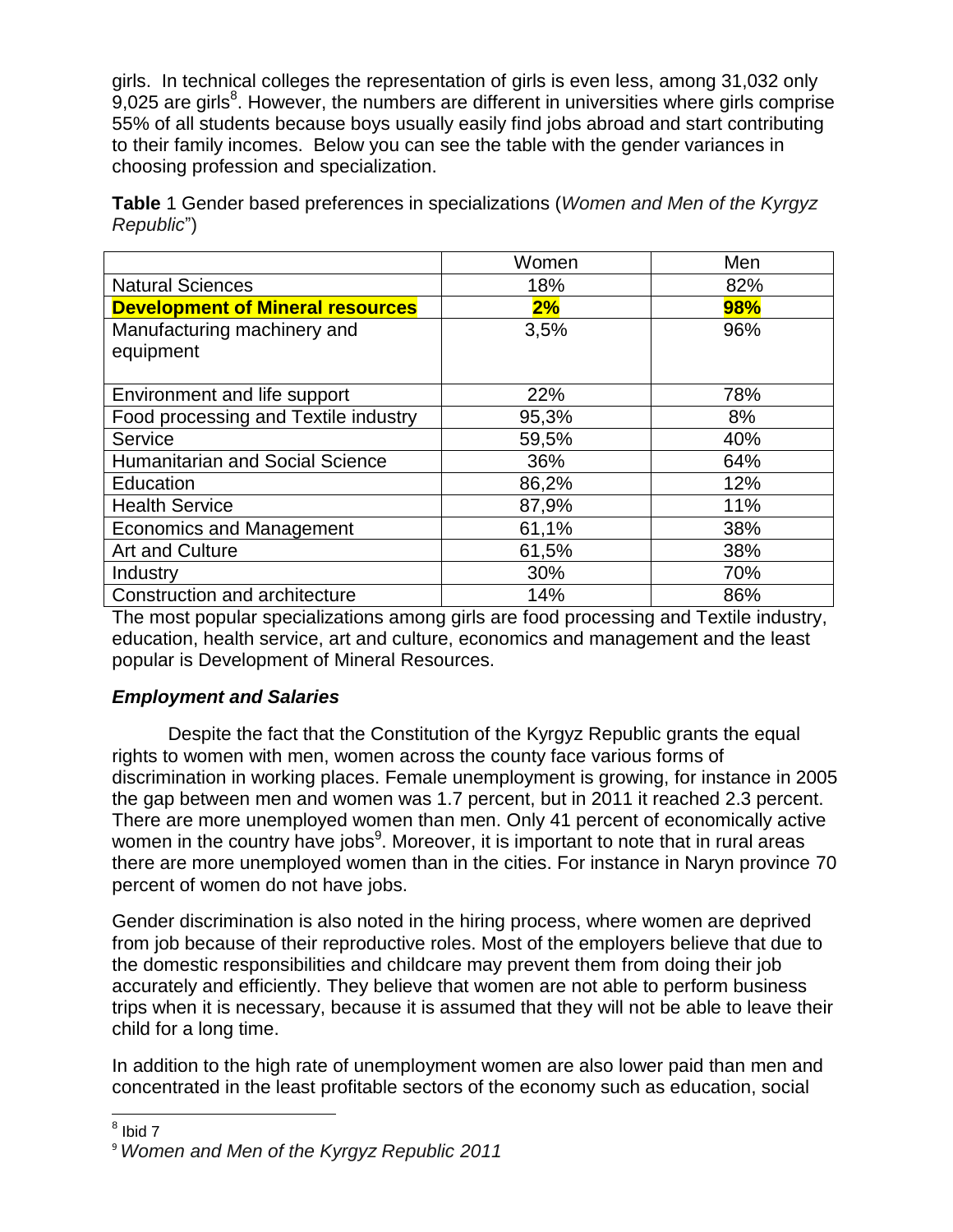girls. In technical colleges the representation of girls is even less, among 31,032 only 9,025 are girls[8]. However, the numbers are different in universities where girls comprise 55% of all students because boys usually easily find jobs abroad and start contributing to their family incomes. Below you can see the table with the gender variances in choosing profession and specialization.

**Table** 1 Gender based preferences in specializations (*Women and Men of the Kyrgyz Republic*")

| | Women | Men |
|---|---|---|
| Natural Sciences | 18% | 82% |
| **Development of Mineral resources** | **2%** | **98%** |
| Manufacturing machinery and equipment | 3,5% | 96% |
| Environment and life support | 22% | 78% |
| Food processing and Textile industry | 95,3% | 8% |
| Service | 59,5% | 40% |
| Humanitarian and Social Science | 36% | 64% |
| Education | 86,2% | 12% |
| Health Service | 87,9% | 11% |
| Economics and Management | 61,1% | 38% |
| Art and Culture | 61,5% | 38% |
| Industry | 30% | 70% |
| Construction and architecture | 14% | 86% |

The most popular specializations among girls are food processing and Textile industry, education, health service, art and culture, economics and management and the least popular is Development of Mineral Resources.

### *Employment and Salaries*

Despite the fact that the Constitution of the Kyrgyz Republic grants the equal rights to women with men, women across the county face various forms of discrimination in working places. Female unemployment is growing, for instance in 2005 the gap between men and women was 1.7 percent, but in 2011 it reached 2.3 percent. There are more unemployed women than men. Only 41 percent of economically active women in the country have jobs[9]. Moreover, it is important to note that in rural areas there are more unemployed women than in the cities. For instance in Naryn province 70 percent of women do not have jobs.

Gender discrimination is also noted in the hiring process, where women are deprived from job because of their reproductive roles. Most of the employers believe that due to the domestic responsibilities and childcare may prevent them from doing their job accurately and efficiently. They believe that women are not able to perform business trips when it is necessary, because it is assumed that they will not be able to leave their child for a long time.

In addition to the high rate of unemployment women are also lower paid than men and concentrated in the least profitable sectors of the economy such as education, social

---

[8] Ibid 7

[9] *Women and Men of the Kyrgyz Republic 2011*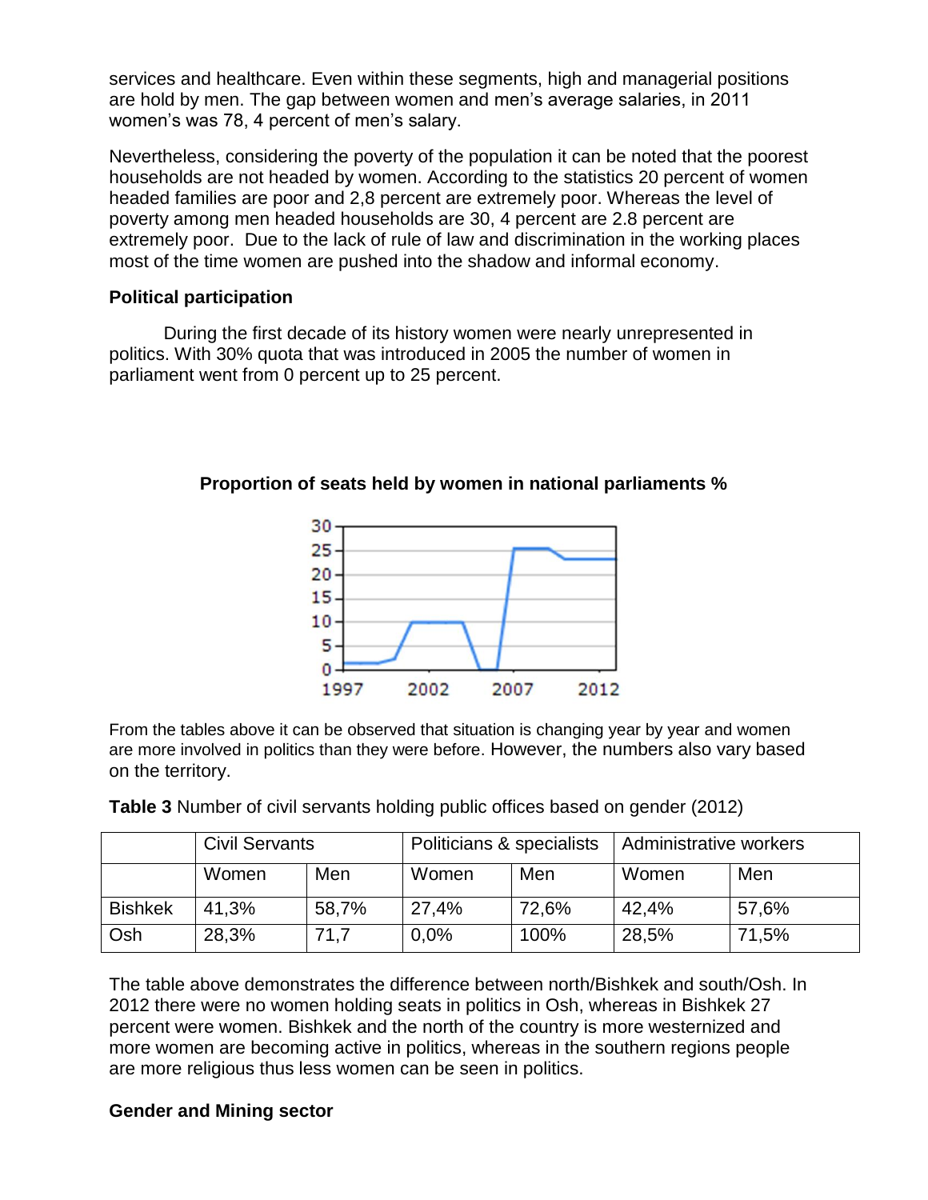services and healthcare. Even within these segments, high and managerial positions are hold by men. The gap between women and men's average salaries, in 2011 women's was 78, 4 percent of men's salary.

Nevertheless, considering the poverty of the population it can be noted that the poorest households are not headed by women. According to the statistics 20 percent of women headed families are poor and 2,8 percent are extremely poor. Whereas the level of poverty among men headed households are 30, 4 percent are 2.8 percent are extremely poor. Due to the lack of rule of law and discrimination in the working places most of the time women are pushed into the shadow and informal economy.

**Political participation**

During the first decade of its history women were nearly unrepresented in politics. With 30% quota that was introduced in 2005 the number of women in parliament went from 0 percent up to 25 percent.

**Proportion of seats held by women in national parliaments %**

From the tables above it can be observed that situation is changing year by year and women are more involved in politics than they were before. However, the numbers also vary based on the territory.

**Table 3** Number of civil servants holding public offices based on gender (2012)

| | Civil Servants | | Politicians & specialists | | Administrative workers | |
|---|---|---|---|---|---|---|
| | Women | Men | Women | Men | Women | Men |
| Bishkek | 41,3% | 58,7% | 27,4% | 72,6% | 42,4% | 57,6% |
| Osh | 28,3% | 71,7 | 0,0% | 100% | 28,5% | 71,5% |

The table above demonstrates the difference between north/Bishkek and south/Osh. In 2012 there were no women holding seats in politics in Osh, whereas in Bishkek 27 percent were women. Bishkek and the north of the country is more westernized and more women are becoming active in politics, whereas in the southern regions people are more religious thus less women can be seen in politics.

**Gender and Mining sector**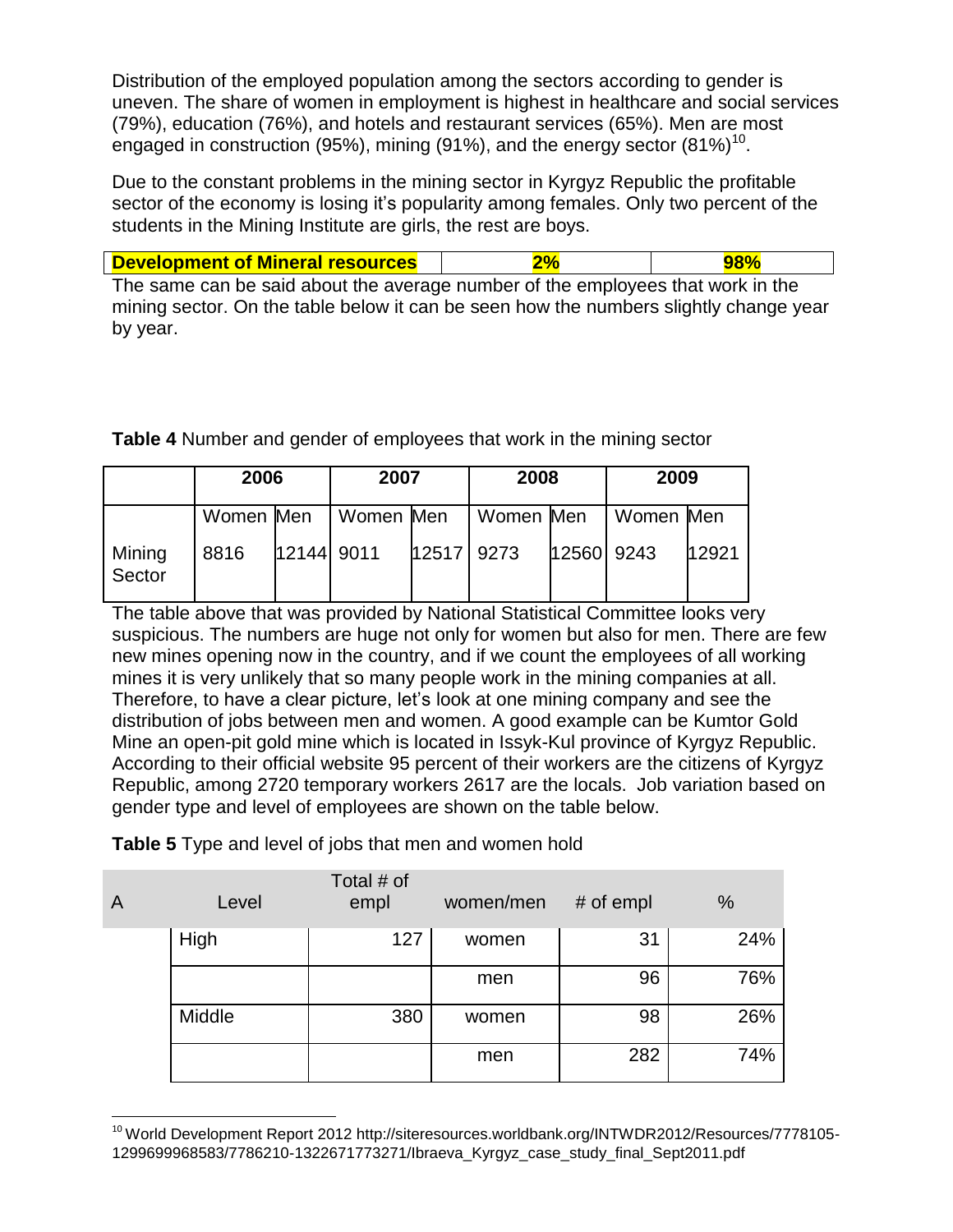Distribution of the employed population among the sectors according to gender is uneven. The share of women in employment is highest in healthcare and social services (79%), education (76%), and hotels and restaurant services (65%). Men are most engaged in construction (95%), mining (91%), and the energy sector (81%)[10].

Due to the constant problems in the mining sector in Kyrgyz Republic the profitable sector of the economy is losing it's popularity among females. Only two percent of the students in the Mining Institute are girls, the rest are boys.

| **Development of Mineral resources** | **2%** | **98%** |
|---|---|---|

The same can be said about the average number of the employees that work in the mining sector. On the table below it can be seen how the numbers slightly change year by year.

**Table 4** Number and gender of employees that work in the mining sector

| | **2006** | | **2007** | | **2008** | | **2009** | |
|---|---|---|---|---|---|---|---|---|
| | Women | Men | Women | Men | Women | Men | Women | Men |
| Mining Sector | 8816 | 12144 | 9011 | 12517 | 9273 | 12560 | 9243 | 12921 |

The table above that was provided by National Statistical Committee looks very suspicious. The numbers are huge not only for women but also for men. There are few new mines opening now in the country, and if we count the employees of all working mines it is very unlikely that so many people work in the mining companies at all. Therefore, to have a clear picture, let's look at one mining company and see the distribution of jobs between men and women. A good example can be Kumtor Gold Mine an open-pit gold mine which is located in Issyk-Kul province of Kyrgyz Republic. According to their official website 95 percent of their workers are the citizens of Kyrgyz Republic, among 2720 temporary workers 2617 are the locals. Job variation based on gender type and level of employees are shown on the table below.

**Table 5** Type and level of jobs that men and women hold

| A | Level | Total # of empl | women/men | # of empl | % |
|---|---|---|---|---|---|
| | High | 127 | women | 31 | 24% |
| | | | men | 96 | 76% |
| | Middle | 380 | women | 98 | 26% |
| | | | men | 282 | 74% |

[10] World Development Report 2012 http://siteresources.worldbank.org/INTWDR2012/Resources/7778105-1299699968583/7786210-1322671773271/Ibraeva_Kyrgyz_case_study_final_Sept2011.pdf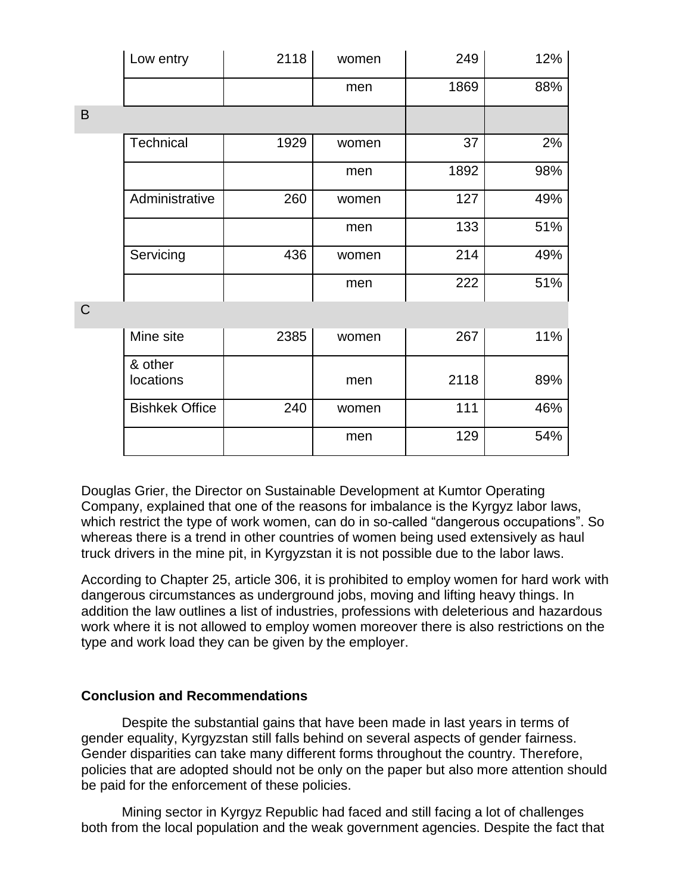|  | Low entry | 2118 | women | 249 | 12% |
|---|---|---|---|---|---|
|  |  |  | men | 1869 | 88% |
| B |  |  |  |  |  |
|  | Technical | 1929 | women | 37 | 2% |
|  |  |  | men | 1892 | 98% |
|  | Administrative | 260 | women | 127 | 49% |
|  |  |  | men | 133 | 51% |
|  | Servicing | 436 | women | 214 | 49% |
|  |  |  | men | 222 | 51% |
| C |  |  |  |  |  |
|  | Mine site | 2385 | women | 267 | 11% |
|  | & other locations |  | men | 2118 | 89% |
|  | Bishkek Office | 240 | women | 111 | 46% |
|  |  |  | men | 129 | 54% |

Douglas Grier, the Director on Sustainable Development at Kumtor Operating Company, explained that one of the reasons for imbalance is the Kyrgyz labor laws, which restrict the type of work women, can do in so-called "dangerous occupations". So whereas there is a trend in other countries of women being used extensively as haul truck drivers in the mine pit, in Kyrgyzstan it is not possible due to the labor laws.

According to Chapter 25, article 306, it is prohibited to employ women for hard work with dangerous circumstances as underground jobs, moving and lifting heavy things. In addition the law outlines a list of industries, professions with deleterious and hazardous work where it is not allowed to employ women moreover there is also restrictions on the type and work load they can be given by the employer.

**Conclusion and Recommendations**

Despite the substantial gains that have been made in last years in terms of gender equality, Kyrgyzstan still falls behind on several aspects of gender fairness. Gender disparities can take many different forms throughout the country. Therefore, policies that are adopted should not be only on the paper but also more attention should be paid for the enforcement of these policies.

Mining sector in Kyrgyz Republic had faced and still facing a lot of challenges both from the local population and the weak government agencies. Despite the fact that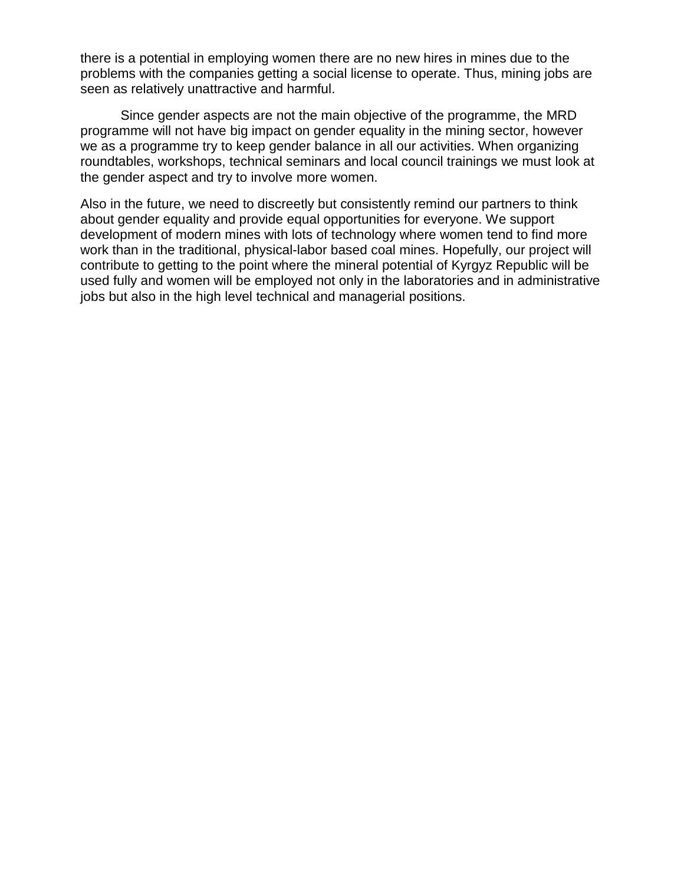there is a potential in employing women there are no new hires in mines due to the problems with the companies getting a social license to operate. Thus, mining jobs are seen as relatively unattractive and harmful.

Since gender aspects are not the main objective of the programme, the MRD programme will not have big impact on gender equality in the mining sector, however we as a programme try to keep gender balance in all our activities. When organizing roundtables, workshops, technical seminars and local council trainings we must look at the gender aspect and try to involve more women.

Also in the future, we need to discreetly but consistently remind our partners to think about gender equality and provide equal opportunities for everyone. We support development of modern mines with lots of technology where women tend to find more work than in the traditional, physical-labor based coal mines. Hopefully, our project will contribute to getting to the point where the mineral potential of Kyrgyz Republic will be used fully and women will be employed not only in the laboratories and in administrative jobs but also in the high level technical and managerial positions.